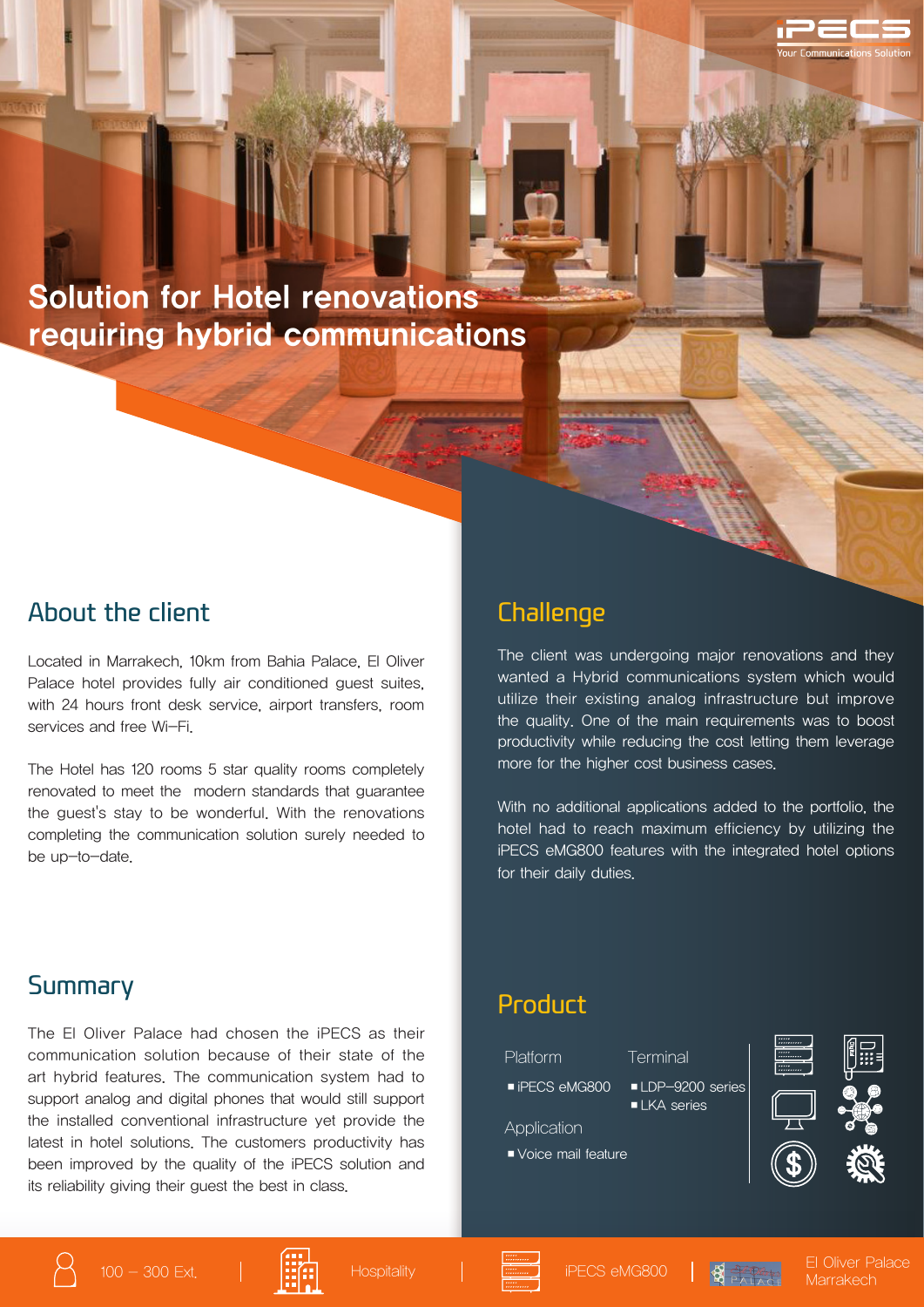iPECS
Your Communications Solution

# Solution for Hotel renovations requiring hybrid communications

## About the client

Located in Marrakech, 10km from Bahia Palace, El Oliver Palace hotel provides fully air conditioned guest suites, with 24 hours front desk service, airport transfers, room services and free Wi-Fi.

The Hotel has 120 rooms 5 star quality rooms completely renovated to meet the modern standards that guarantee the guest's stay to be wonderful. With the renovations completing the communication solution surely needed to be up-to-date.

## Summary

The El Oliver Palace had chosen the iPECS as their communication solution because of their state of the art hybrid features. The communication system had to support analog and digital phones that would still support the installed conventional infrastructure yet provide the latest in hotel solutions. The customers productivity has been improved by the quality of the iPECS solution and its reliability giving their guest the best in class.

## Challenge

The client was undergoing major renovations and they wanted a Hybrid communications system which would utilize their existing analog infrastructure but improve the quality. One of the main requirements was to boost productivity while reducing the cost letting them leverage more for the higher cost business cases.

With no additional applications added to the portfolio, the hotel had to reach maximum efficiency by utilizing the iPECS eMG800 features with the integrated hotel options for their daily duties.

## Product

**Platform**
- iPECS eMG800

**Terminal**
- LDP-9200 series
- LKA series

**Application**
- Voice mail feature

100 – 300 Ext. | Hospitality | iPECS eMG800 | El Oliver Palace Marrakech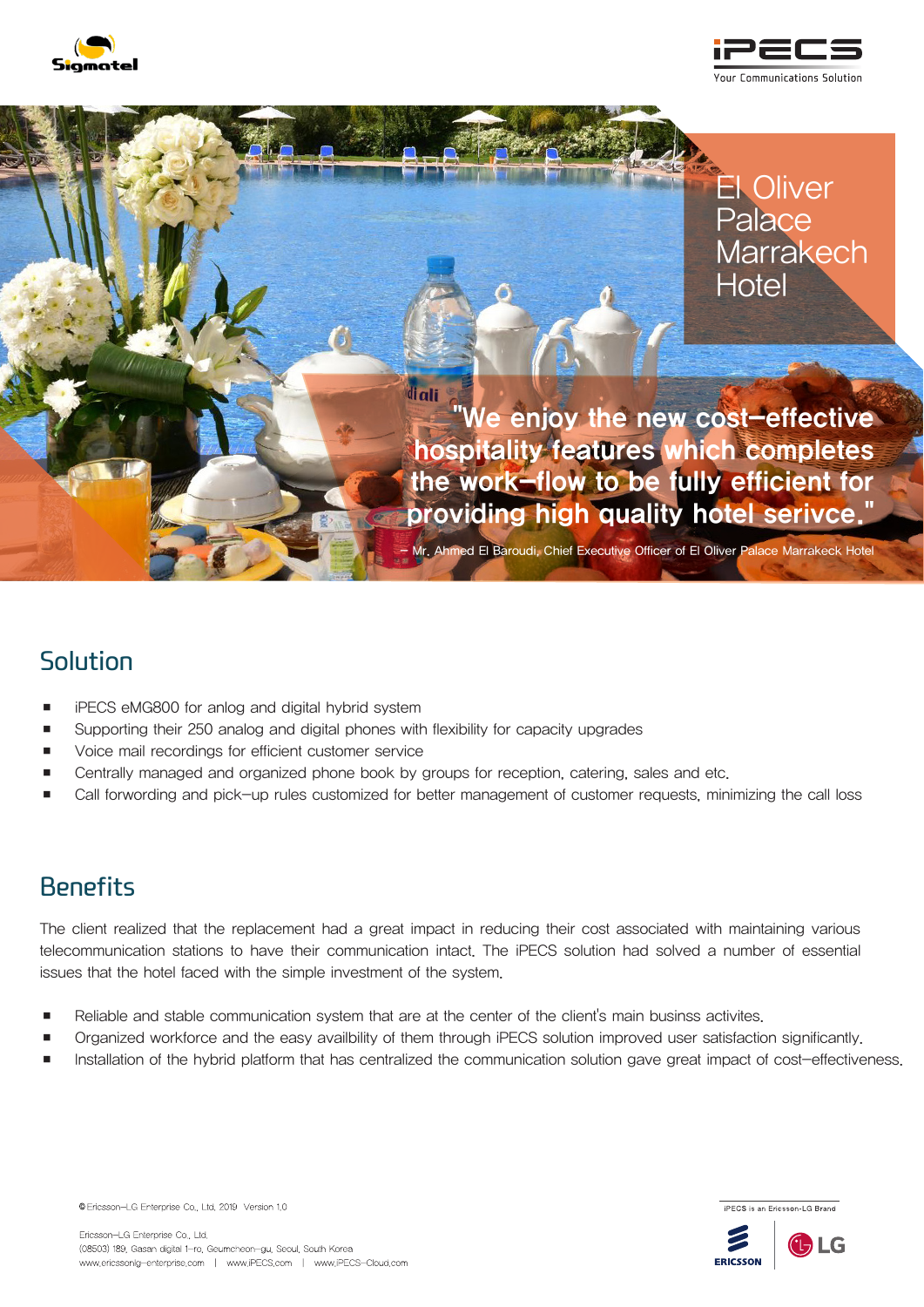# El Oliver Palace Marrakech Hotel

**"We enjoy the new cost-effective hospitality features which completes the work-flow to be fully efficient for providing high quality hotel serivce."**

– Mr. Ahmed El Baroudi, Chief Executive Officer of El Oliver Palace Marrakeck Hotel

## Solution

- iPECS eMG800 for anlog and digital hybrid system
- Supporting their 250 analog and digital phones with flexibility for capacity upgrades
- Voice mail recordings for efficient customer service
- Centrally managed and organized phone book by groups for reception, catering, sales and etc.
- Call forwording and pick-up rules customized for better management of customer requests, minimizing the call loss

## Benefits

The client realized that the replacement had a great impact in reducing their cost associated with maintaining various telecommunication stations to have their communication intact. The iPECS solution had solved a number of essential issues that the hotel faced with the simple investment of the system.

- Reliable and stable communication system that are at the center of the client's main businss activites.
- Organized workforce and the easy availbility of them through iPECS solution improved user satisfaction significantly.
- Installation of the hybrid platform that has centralized the communication solution gave great impact of cost-effectiveness.

© Ericsson-LG Enterprise Co., Ltd. 2019 Version 1.0

Ericsson-LG Enterprise Co., Ltd.
(08503) 189, Gasan digital 1-ro, Geumcheon-gu, Seoul, South Korea
www.ericssonlg-enterprise.com | www.iPECS.com | www.iPECS-Cloud.com

iPECS is an Ericsson-LG Brand